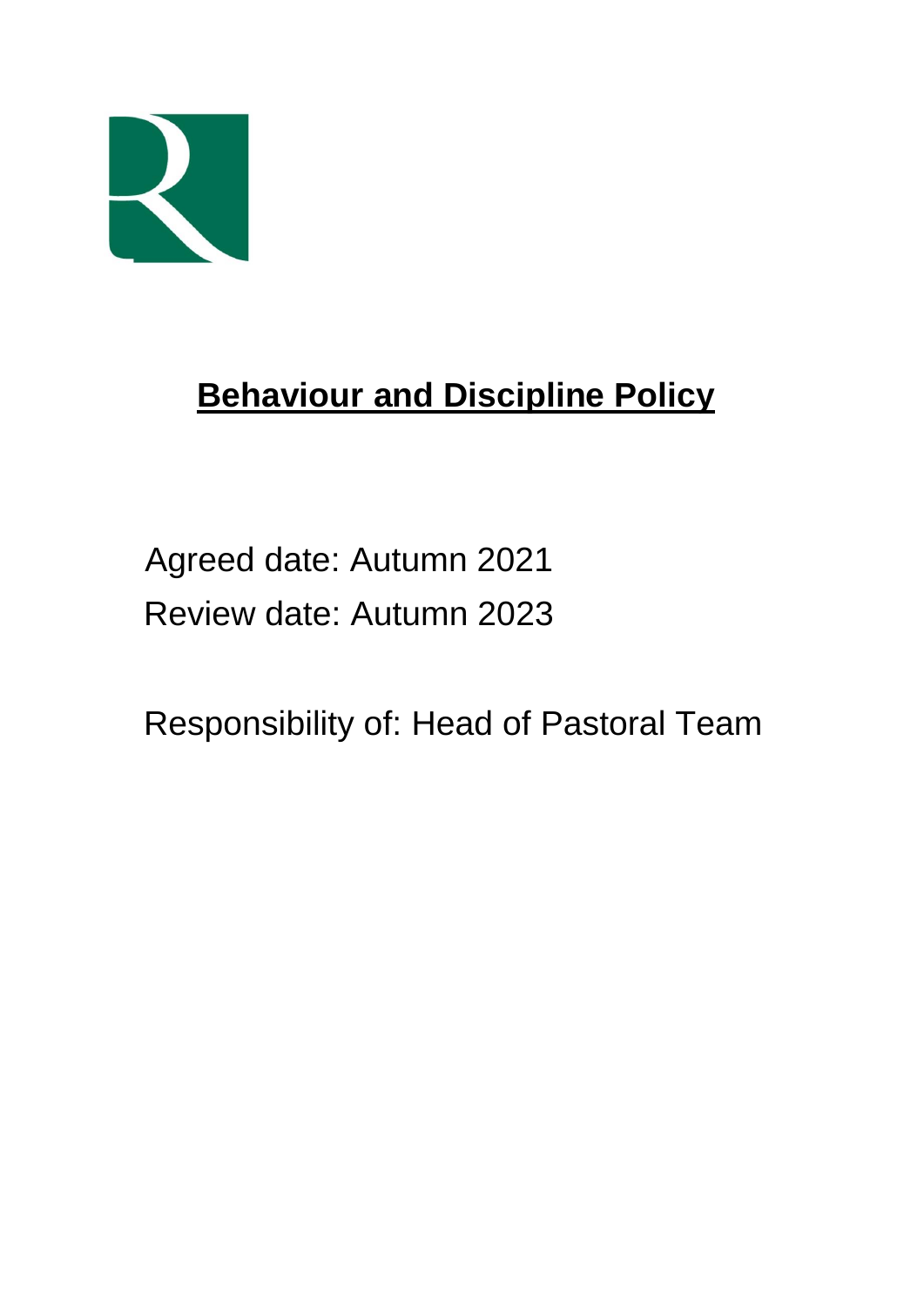# **Behaviour and Discipline Policy**

Agreed date: Autumn 2021

Review date: Autumn 2023

Responsibility of: Head of Pastoral Team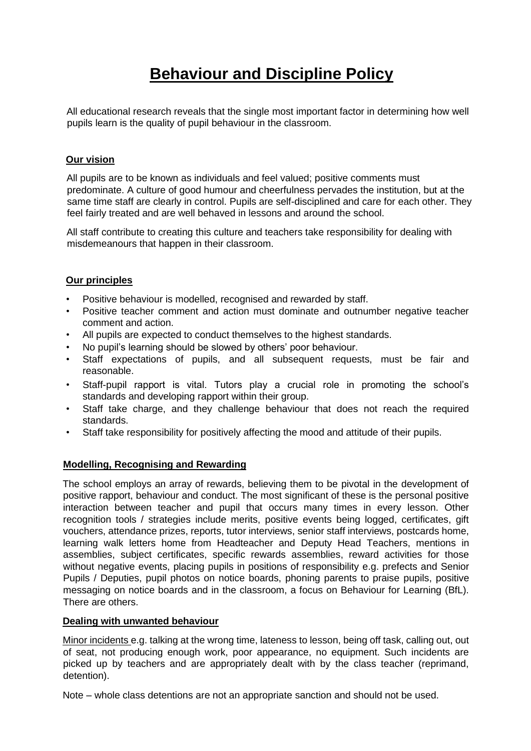# Behaviour and Discipline Policy

All educational research reveals that the single most important factor in determining how well pupils learn is the quality of pupil behaviour in the classroom.

## Our vision

All pupils are to be known as individuals and feel valued; positive comments must predominate. A culture of good humour and cheerfulness pervades the institution, but at the same time staff are clearly in control. Pupils are self-disciplined and care for each other. They feel fairly treated and are well behaved in lessons and around the school.

All staff contribute to creating this culture and teachers take responsibility for dealing with misdemeanours that happen in their classroom.

## Our principles

- Positive behaviour is modelled, recognised and rewarded by staff.
- Positive teacher comment and action must dominate and outnumber negative teacher comment and action.
- All pupils are expected to conduct themselves to the highest standards.
- No pupil's learning should be slowed by others' poor behaviour.
- Staff expectations of pupils, and all subsequent requests, must be fair and reasonable.
- Staff-pupil rapport is vital. Tutors play a crucial role in promoting the school's standards and developing rapport within their group.
- Staff take charge, and they challenge behaviour that does not reach the required standards.
- Staff take responsibility for positively affecting the mood and attitude of their pupils.

## Modelling, Recognising and Rewarding

The school employs an array of rewards, believing them to be pivotal in the development of positive rapport, behaviour and conduct. The most significant of these is the personal positive interaction between teacher and pupil that occurs many times in every lesson. Other recognition tools / strategies include merits, positive events being logged, certificates, gift vouchers, attendance prizes, reports, tutor interviews, senior staff interviews, postcards home, learning walk letters home from Headteacher and Deputy Head Teachers, mentions in assemblies, subject certificates, specific rewards assemblies, reward activities for those without negative events, placing pupils in positions of responsibility e.g. prefects and Senior Pupils / Deputies, pupil photos on notice boards, phoning parents to praise pupils, positive messaging on notice boards and in the classroom, a focus on Behaviour for Learning (BfL). There are others.

## Dealing with unwanted behaviour

Minor incidents e.g. talking at the wrong time, lateness to lesson, being off task, calling out, out of seat, not producing enough work, poor appearance, no equipment. Such incidents are picked up by teachers and are appropriately dealt with by the class teacher (reprimand, detention).

Note – whole class detentions are not an appropriate sanction and should not be used.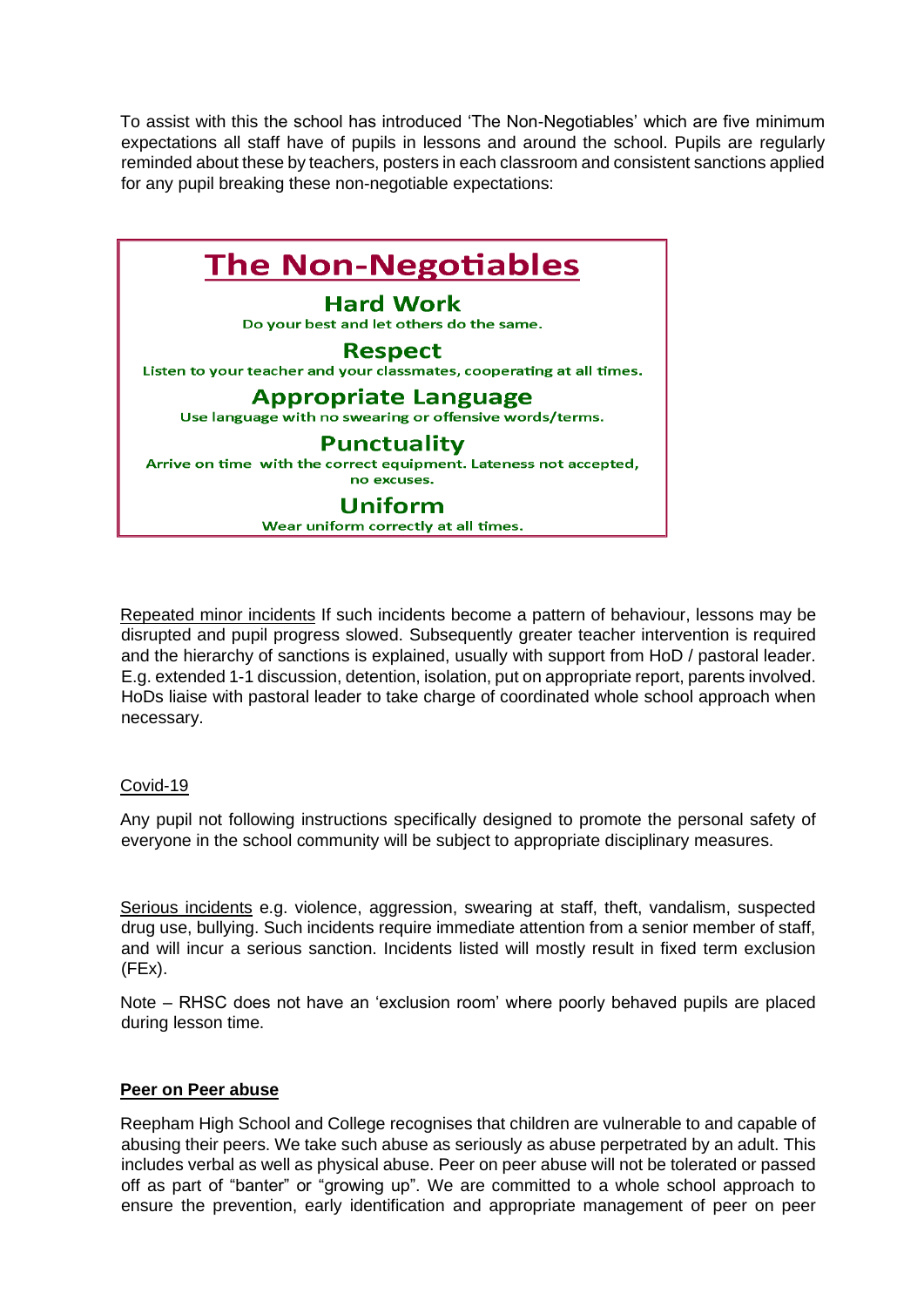To assist with this the school has introduced 'The Non-Negotiables' which are five minimum expectations all staff have of pupils in lessons and around the school. Pupils are regularly reminded about these by teachers, posters in each classroom and consistent sanctions applied for any pupil breaking these non-negotiable expectations:

## The Non-Negotiables

### Hard Work
Do your best and let others do the same.

### Respect
Listen to your teacher and your classmates, cooperating at all times.

### Appropriate Language
Use language with no swearing or offensive words/terms.

### Punctuality
Arrive on time with the correct equipment. Lateness not accepted, no excuses.

### Uniform
Wear uniform correctly at all times.

Repeated minor incidents If such incidents become a pattern of behaviour, lessons may be disrupted and pupil progress slowed. Subsequently greater teacher intervention is required and the hierarchy of sanctions is explained, usually with support from HoD / pastoral leader. E.g. extended 1-1 discussion, detention, isolation, put on appropriate report, parents involved. HoDs liaise with pastoral leader to take charge of coordinated whole school approach when necessary.

Covid-19

Any pupil not following instructions specifically designed to promote the personal safety of everyone in the school community will be subject to appropriate disciplinary measures.

Serious incidents e.g. violence, aggression, swearing at staff, theft, vandalism, suspected drug use, bullying. Such incidents require immediate attention from a senior member of staff, and will incur a serious sanction. Incidents listed will mostly result in fixed term exclusion (FEx).

Note – RHSC does not have an 'exclusion room' where poorly behaved pupils are placed during lesson time.

**Peer on Peer abuse**

Reepham High School and College recognises that children are vulnerable to and capable of abusing their peers. We take such abuse as seriously as abuse perpetrated by an adult. This includes verbal as well as physical abuse. Peer on peer abuse will not be tolerated or passed off as part of "banter" or "growing up". We are committed to a whole school approach to ensure the prevention, early identification and appropriate management of peer on peer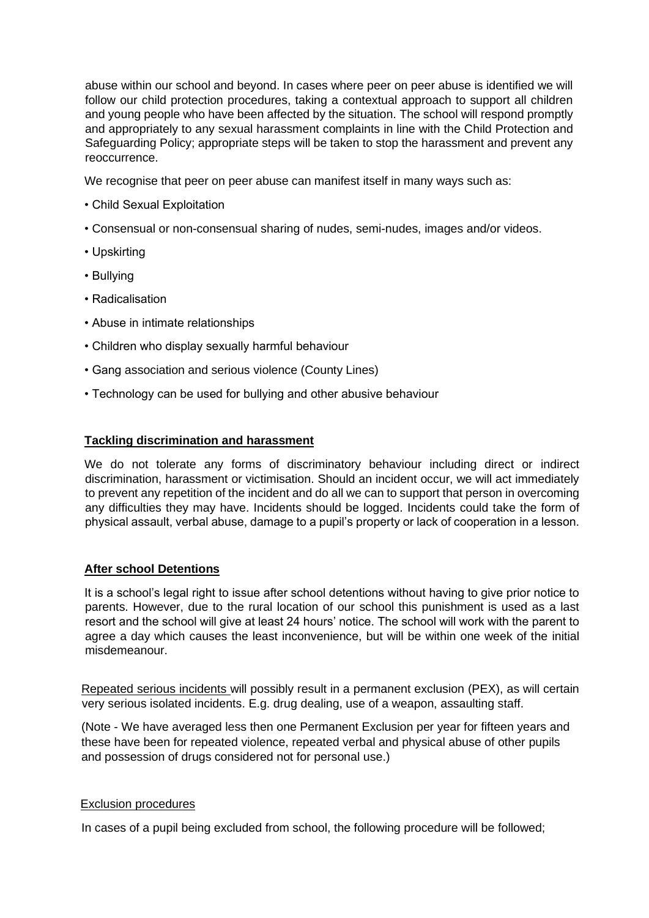abuse within our school and beyond. In cases where peer on peer abuse is identified we will follow our child protection procedures, taking a contextual approach to support all children and young people who have been affected by the situation. The school will respond promptly and appropriately to any sexual harassment complaints in line with the Child Protection and Safeguarding Policy; appropriate steps will be taken to stop the harassment and prevent any reoccurrence.

We recognise that peer on peer abuse can manifest itself in many ways such as:

- Child Sexual Exploitation
- Consensual or non-consensual sharing of nudes, semi-nudes, images and/or videos.
- Upskirting
- Bullying
- Radicalisation
- Abuse in intimate relationships
- Children who display sexually harmful behaviour
- Gang association and serious violence (County Lines)
- Technology can be used for bullying and other abusive behaviour

## Tackling discrimination and harassment

We do not tolerate any forms of discriminatory behaviour including direct or indirect discrimination, harassment or victimisation. Should an incident occur, we will act immediately to prevent any repetition of the incident and do all we can to support that person in overcoming any difficulties they may have. Incidents should be logged. Incidents could take the form of physical assault, verbal abuse, damage to a pupil's property or lack of cooperation in a lesson.

## After school Detentions

It is a school's legal right to issue after school detentions without having to give prior notice to parents. However, due to the rural location of our school this punishment is used as a last resort and the school will give at least 24 hours' notice. The school will work with the parent to agree a day which causes the least inconvenience, but will be within one week of the initial misdemeanour.

Repeated serious incidents will possibly result in a permanent exclusion (PEX), as will certain very serious isolated incidents. E.g. drug dealing, use of a weapon, assaulting staff.

(Note - We have averaged less then one Permanent Exclusion per year for fifteen years and these have been for repeated violence, repeated verbal and physical abuse of other pupils and possession of drugs considered not for personal use.)

Exclusion procedures

In cases of a pupil being excluded from school, the following procedure will be followed;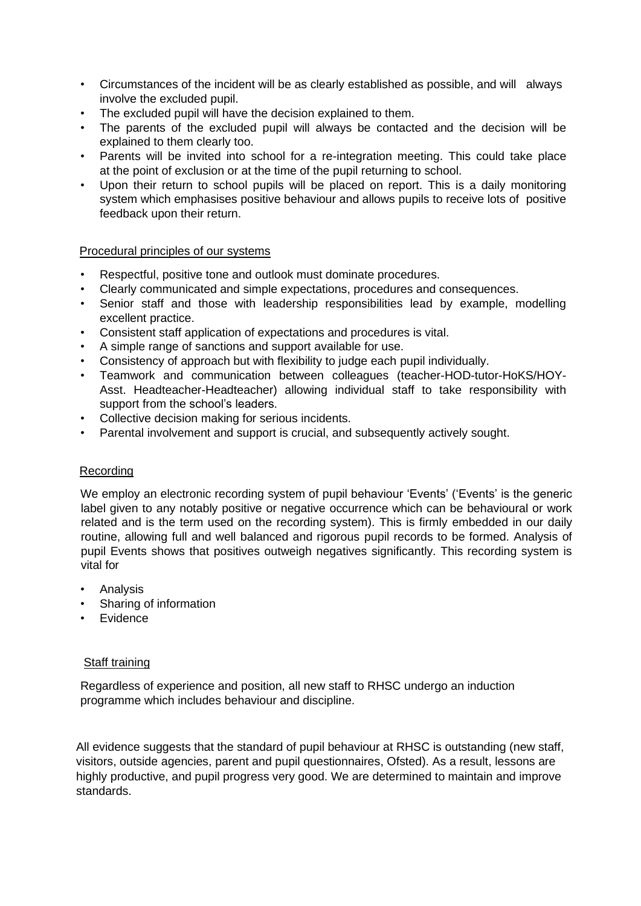- Circumstances of the incident will be as clearly established as possible, and will always involve the excluded pupil.
- The excluded pupil will have the decision explained to them.
- The parents of the excluded pupil will always be contacted and the decision will be explained to them clearly too.
- Parents will be invited into school for a re-integration meeting. This could take place at the point of exclusion or at the time of the pupil returning to school.
- Upon their return to school pupils will be placed on report. This is a daily monitoring system which emphasises positive behaviour and allows pupils to receive lots of positive feedback upon their return.

<u>Procedural principles of our systems</u>

- Respectful, positive tone and outlook must dominate procedures.
- Clearly communicated and simple expectations, procedures and consequences.
- Senior staff and those with leadership responsibilities lead by example, modelling excellent practice.
- Consistent staff application of expectations and procedures is vital.
- A simple range of sanctions and support available for use.
- Consistency of approach but with flexibility to judge each pupil individually.
- Teamwork and communication between colleagues (teacher-HOD-tutor-HoKS/HOY-Asst. Headteacher-Headteacher) allowing individual staff to take responsibility with support from the school's leaders.
- Collective decision making for serious incidents.
- Parental involvement and support is crucial, and subsequently actively sought.

<u>Recording</u>

We employ an electronic recording system of pupil behaviour 'Events' ('Events' is the generic label given to any notably positive or negative occurrence which can be behavioural or work related and is the term used on the recording system). This is firmly embedded in our daily routine, allowing full and well balanced and rigorous pupil records to be formed. Analysis of pupil Events shows that positives outweigh negatives significantly. This recording system is vital for

- Analysis
- Sharing of information
- Evidence

<u>Staff training</u>

Regardless of experience and position, all new staff to RHSC undergo an induction programme which includes behaviour and discipline.

All evidence suggests that the standard of pupil behaviour at RHSC is outstanding (new staff, visitors, outside agencies, parent and pupil questionnaires, Ofsted). As a result, lessons are highly productive, and pupil progress very good. We are determined to maintain and improve standards.